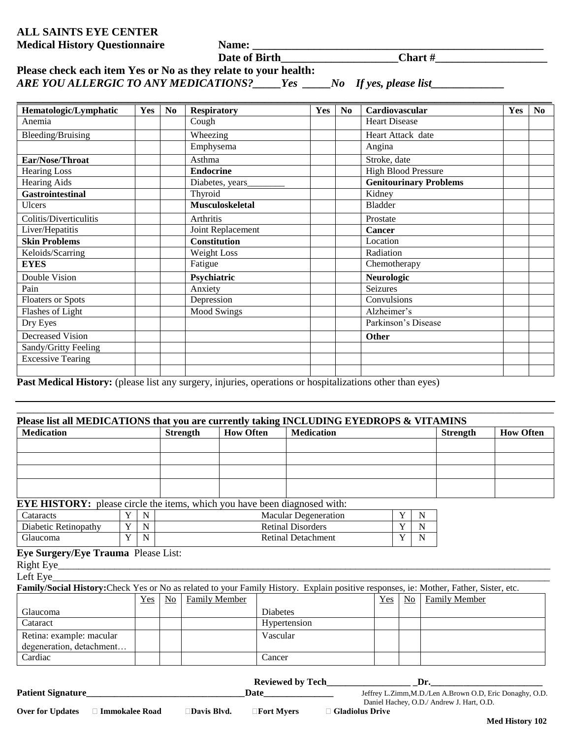**ALL SAINTS EYE CENTER**
**Medical History Questionnaire** **Name: ____________________________________________________**
**Date of Birth____________________Chart #____________________**

**Please check each item Yes or No as they relate to your health:**
***ARE YOU ALLERGIC TO ANY MEDICATIONS?_____Yes _____No If yes, please list_____________***

| Hematologic/Lymphatic | Yes | No | Respiratory | Yes | No | Cardiovascular | Yes | No |
|---|---|---|---|---|---|---|---|---|
| Anemia | | | Cough | | | Heart Disease | | |
| Bleeding/Bruising | | | Wheezing | | | Heart Attack date | | |
| | | | Emphysema | | | Angina | | |
| **Ear/Nose/Throat** | | | Asthma | | | Stroke, date | | |
| Hearing Loss | | | **Endocrine** | | | High Blood Pressure | | |
| Hearing Aids | | | Diabetes, years________ | | | **Genitourinary Problems** | | |
| **Gastrointestinal** | | | Thyroid | | | Kidney | | |
| Ulcers | | | **Musculoskeletal** | | | Bladder | | |
| Colitis/Diverticulitis | | | Arthritis | | | Prostate | | |
| Liver/Hepatitis | | | Joint Replacement | | | **Cancer** | | |
| **Skin Problems** | | | **Constitution** | | | Location | | |
| Keloids/Scarring | | | Weight Loss | | | Radiation | | |
| **EYES** | | | Fatigue | | | Chemotherapy | | |
| Double Vision | | | **Psychiatric** | | | **Neurologic** | | |
| Pain | | | Anxiety | | | Seizures | | |
| Floaters or Spots | | | Depression | | | Convulsions | | |
| Flashes of Light | | | Mood Swings | | | Alzheimer's | | |
| Dry Eyes | | | | | | Parkinson's Disease | | |
| Decreased Vision | | | | | | **Other** | | |
| Sandy/Gritty Feeling | | | | | | | | |
| Excessive Tearing | | | | | | | | |
| | | | | | | | | |

**Past Medical History:** (please list any surgery, injuries, operations or hospitalizations other than eyes)

_____________________________________________________________________________________________

**Please list all MEDICATIONS that you are currently taking INCLUDING EYEDROPS & VITAMINS**

| Medication | Strength | How Often | Medication | Strength | How Often |
|---|---|---|---|---|---|
| | | | | | |
| | | | | | |
| | | | | | |
| | | | | | |

**EYE HISTORY:** please circle the items, which you have been diagnosed with:

| | | | | | |
|---|---|---|---|---|---|
| Cataracts | Y | N | Macular Degeneration | Y | N |
| Diabetic Retinopathy | Y | N | Retinal Disorders | Y | N |
| Glaucoma | Y | N | Retinal Detachment | Y | N |

**Eye Surgery/Eye Trauma** Please List:

Right Eye_____________________________________________________________________________________

Left Eye______________________________________________________________________________________

**Family/Social History:**Check Yes or No as related to your Family History. Explain positive responses, ie: Mother, Father, Sister, etc.

| | Yes | No | Family Member | | Yes | No | Family Member |
|---|---|---|---|---|---|---|---|
| Glaucoma | | | | Diabetes | | | |
| Cataract | | | | Hypertension | | | |
| Retina: example: macular degeneration, detachment… | | | | Vascular | | | |
| Cardiac | | | | Cancer | | | |

**Reviewed by Tech__________________ _Dr.________________________**

**Patient Signature_________________________________Date_______________**

Jeffrey L.Zimm,M.D./Len A.Brown O.D, Eric Donaghy, O.D.
Daniel Hachey, O.D./ Andrew J. Hart, O.D.

**Over for Updates** ☐ **Immokalee Road** ☐**Davis Blvd.** ☐**Fort Myers** ☐ **Gladiolus Drive**

**Med History 102**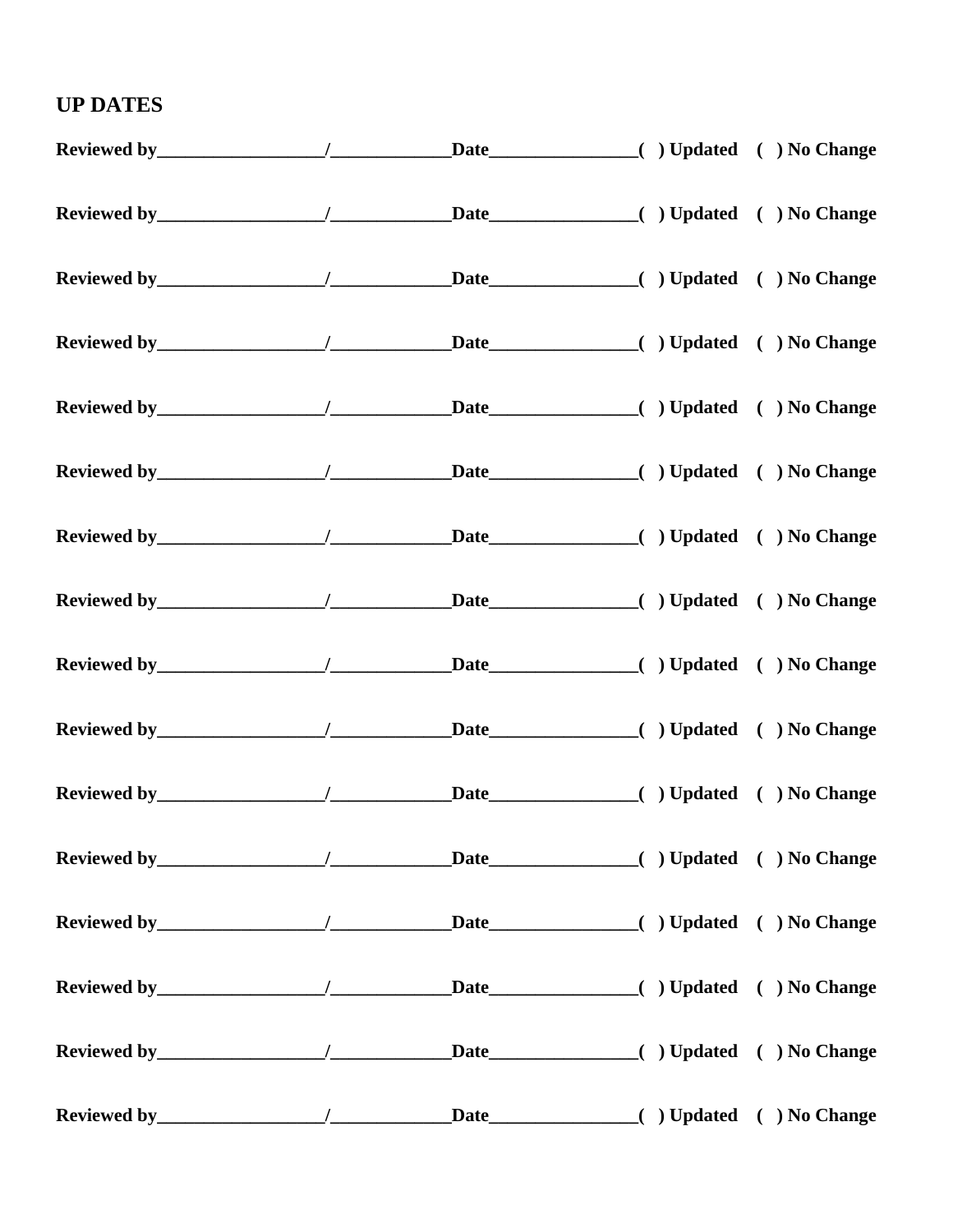**UP DATES**

**Reviewed by__________________/_____________Date________________( ) Updated ( ) No Change**

**Reviewed by__________________/_____________Date________________( ) Updated ( ) No Change**

**Reviewed by__________________/_____________Date________________( ) Updated ( ) No Change**

**Reviewed by__________________/_____________Date________________( ) Updated ( ) No Change**

**Reviewed by__________________/_____________Date________________( ) Updated ( ) No Change**

**Reviewed by__________________/_____________Date________________( ) Updated ( ) No Change**

**Reviewed by__________________/_____________Date________________( ) Updated ( ) No Change**

**Reviewed by__________________/_____________Date________________( ) Updated ( ) No Change**

**Reviewed by__________________/_____________Date________________( ) Updated ( ) No Change**

**Reviewed by__________________/_____________Date________________( ) Updated ( ) No Change**

**Reviewed by__________________/_____________Date________________( ) Updated ( ) No Change**

**Reviewed by__________________/_____________Date________________( ) Updated ( ) No Change**

**Reviewed by__________________/_____________Date________________( ) Updated ( ) No Change**

**Reviewed by__________________/_____________Date________________( ) Updated ( ) No Change**

**Reviewed by__________________/_____________Date________________( ) Updated ( ) No Change**

**Reviewed by__________________/_____________Date________________( ) Updated ( ) No Change**